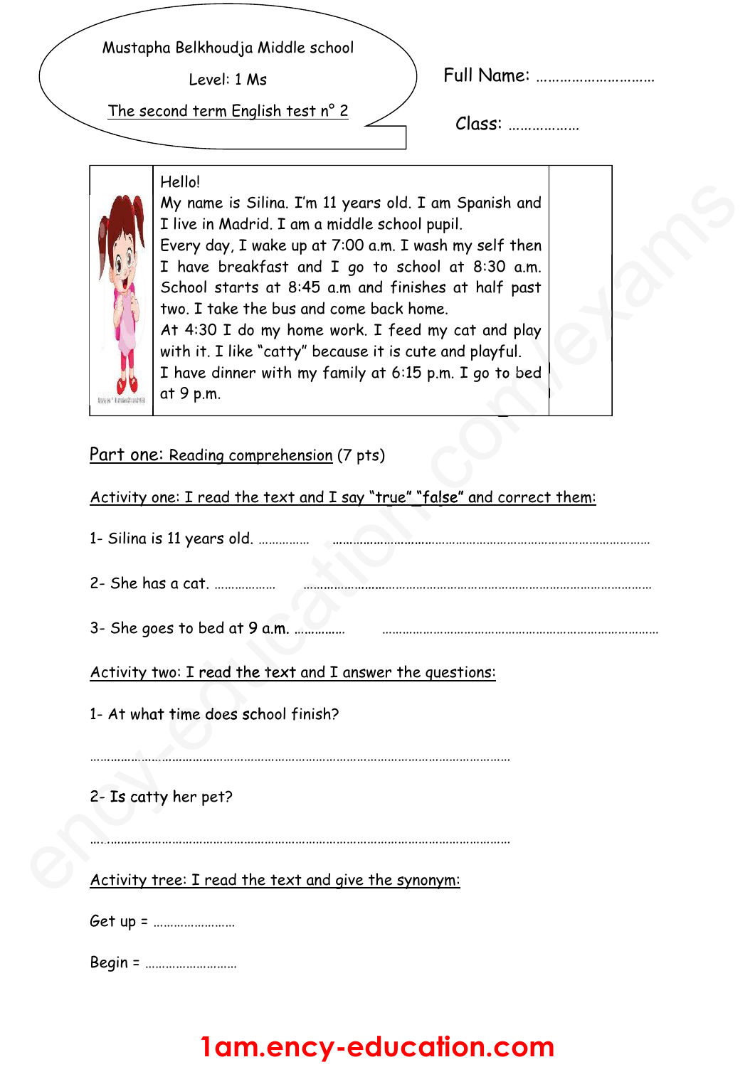Mustapha Belkhoudja Middle school

Level: 1 Ms

The second term English test n° 2

Full Name: ……………………………

Class: ………………

Hello!
My name is Silina. I'm 11 years old. I am Spanish and I live in Madrid. I am a middle school pupil.
Every day, I wake up at 7:00 a.m. I wash my self then I have breakfast and I go to school at 8:30 a.m. School starts at 8:45 a.m and finishes at half past two. I take the bus and come back home.
At 4:30 I do my home work. I feed my cat and play with it. I like "catty" because it is cute and playful.
I have dinner with my family at 6:15 p.m. I go to bed at 9 p.m.

## Part one: Reading comprehension (7 pts)

### Activity one: I read the text and I say "true" "false" and correct them:

1- Silina is 11 years old. …………… ………………………………………………………………………

2- She has a cat. ……………… ………………………………………………………………………

3- She goes to bed at 9 a.m. …………… ………………………………………………………………………

### Activity two: I read the text and I answer the questions:

1- At what time does school finish?

……………………………………………………………………………………………………

2- Is catty her pet?

……………………………………………………………………………………………………

### Activity tree: I read the text and give the synonym:

Get up = ……………………

Begin = ………………………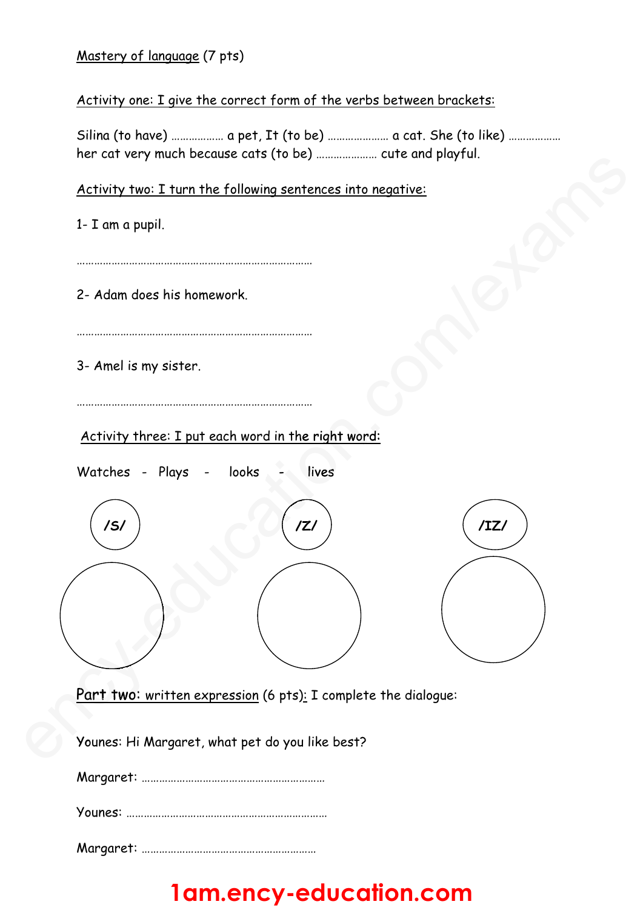<u>Mastery of language</u> (7 pts)

<u>Activity one: I give the correct form of the verbs between brackets:</u>

Silina (to have) ……………… a pet, It (to be) ………………… a cat. She (to like) ……………… her cat very much because cats (to be) ………………… cute and playful.

<u>Activity two: I turn the following sentences into negative:</u>

1- I am a pupil.

………………………………………………………………………

2- Adam does his homework.

………………………………………………………………………

3- Amel is my sister.

………………………………………………………………………

<u>Activity three: I put each word in the right word:</u>

Watches - Plays - looks - lives

/S/ /Z/ /IZ/

<u>Part two</u>: <u>written expression</u> (6 pts): I complete the dialogue:

Younes: Hi Margaret, what pet do you like best?

Margaret: ………………………………………………………

Younes: ……………………………………………………………

Margaret: …………………………………………………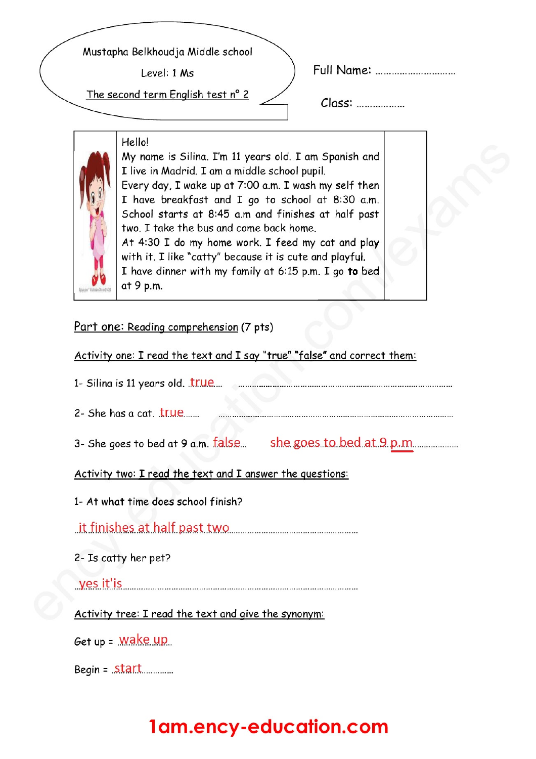Mustapha Belkhoudja Middle school

Level: 1 Ms

The second term English test n° 2

Full Name: ……………………………

Class: ………………

Hello!

My name is Silina. I'm 11 years old. I am Spanish and I live in Madrid. I am a middle school pupil.

Every day, I wake up at 7:00 a.m. I wash my self then I have breakfast and I go to school at 8:30 a.m. School starts at 8:45 a.m and finishes at half past two. I take the bus and come back home.

At 4:30 I do my home work. I feed my cat and play with it. I like "catty" because it is cute and playful.

I have dinner with my family at 6:15 p.m. I go **to** bed at 9 p.m.

## Part one: Reading comprehension (7 pts)

**Activity one: I read the text and I say "true" "false" and correct them:**

1- Silina is 11 years old. true………………………………………………………………………

2- She has a cat. true……………………………………………………………………………

3- She goes to bed at 9 a.m. false… she goes to bed at 9 p.m………………

**Activity two: I read the text and I answer the questions:**

1- At what time does school finish?

it finishes at half past two………………………………………………

2- Is catty her pet?

yes it'is……………………………………………………………………………

**Activity tree: I read the text and give the synonym:**

Get up = wake up

Begin = start……………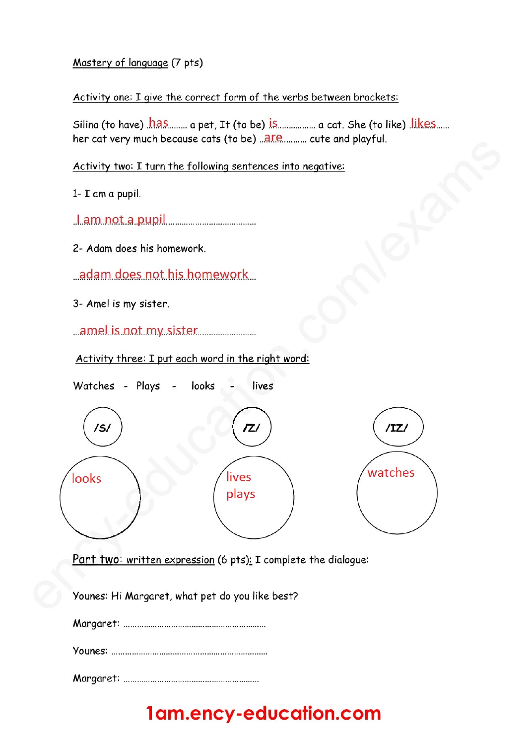Mastery of language (7 pts)

Activity one: I give the correct form of the verbs between brackets:

Silina (to have) has a pet, It (to be) is a cat. She (to like) likes her cat very much because cats (to be) are cute and playful.

Activity two: I turn the following sentences into negative:

1- I am a pupil.

I am not a pupil

2- Adam does his homework.

adam does not his homework

3- Amel is my sister.

amel is not my sister

Activity three: I put each word in the right word:

Watches - Plays - looks - lives

| /S/ | /Z/ | /IZ/ |
|---|---|---|
| looks | lives<br>plays | watches |

Part two: written expression (6 pts): I complete the dialogue:

Younes: Hi Margaret, what pet do you like best?

Margaret: ……………………………………………………

Younes: ……………………………………………………

Margaret: ……………………………………………………

1am.ency-education.com